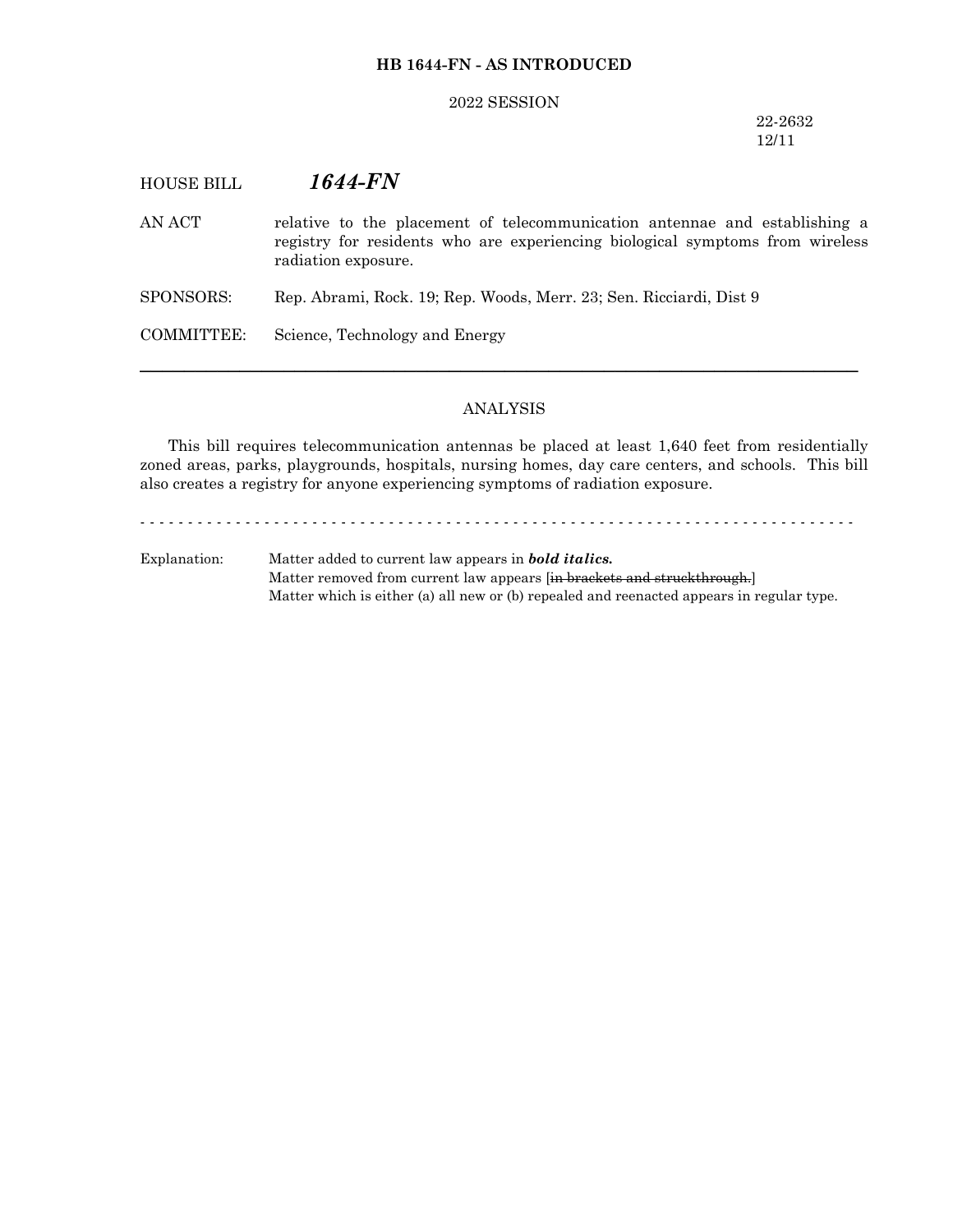**HB 1644-FN - AS INTRODUCED**

2022 SESSION

22-2632
12/11

HOUSE BILL ***1644-FN***

AN ACT relative to the placement of telecommunication antennae and establishing a registry for residents who are experiencing biological symptoms from wireless radiation exposure.

SPONSORS: Rep. Abrami, Rock. 19; Rep. Woods, Merr. 23; Sen. Ricciardi, Dist 9

COMMITTEE: Science, Technology and Energy

---

ANALYSIS

This bill requires telecommunication antennas be placed at least 1,640 feet from residentially zoned areas, parks, playgrounds, hospitals, nursing homes, day care centers, and schools. This bill also creates a registry for anyone experiencing symptoms of radiation exposure.

- - - - - - - - - - - - - - - - - - - - - - - - - - - - - - - - - - - - - - - - - - - - - - - - - - - - - - - - - - - - - - - - - - - - - - - - - - - - -

Explanation: Matter added to current law appears in ***bold italics.***
Matter removed from current law appears [~~in brackets and struckthrough.~~]
Matter which is either (a) all new or (b) repealed and reenacted appears in regular type.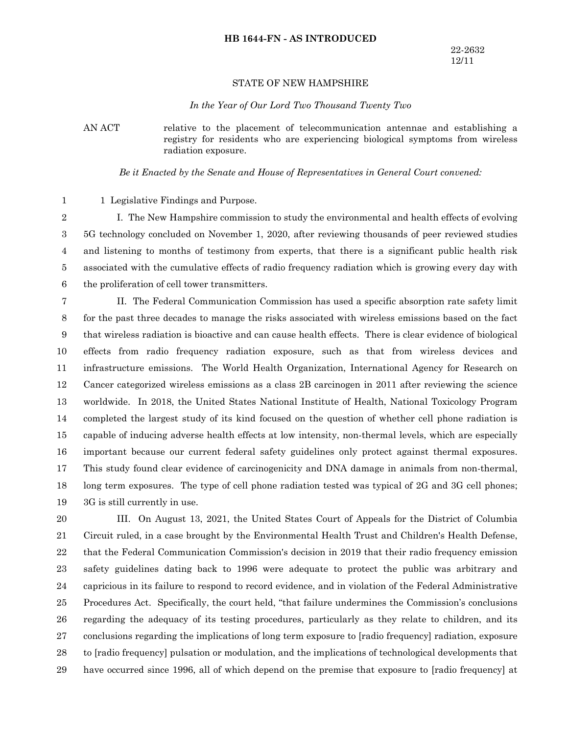**HB 1644-FN - AS INTRODUCED**

22-2632
12/11

STATE OF NEW HAMPSHIRE

*In the Year of Our Lord Two Thousand Twenty Two*

AN ACT relative to the placement of telecommunication antennae and establishing a registry for residents who are experiencing biological symptoms from wireless radiation exposure.

*Be it Enacted by the Senate and House of Representatives in General Court convened:*

1 Legislative Findings and Purpose.

I. The New Hampshire commission to study the environmental and health effects of evolving 5G technology concluded on November 1, 2020, after reviewing thousands of peer reviewed studies and listening to months of testimony from experts, that there is a significant public health risk associated with the cumulative effects of radio frequency radiation which is growing every day with the proliferation of cell tower transmitters.

II. The Federal Communication Commission has used a specific absorption rate safety limit for the past three decades to manage the risks associated with wireless emissions based on the fact that wireless radiation is bioactive and can cause health effects. There is clear evidence of biological effects from radio frequency radiation exposure, such as that from wireless devices and infrastructure emissions. The World Health Organization, International Agency for Research on Cancer categorized wireless emissions as a class 2B carcinogen in 2011 after reviewing the science worldwide. In 2018, the United States National Institute of Health, National Toxicology Program completed the largest study of its kind focused on the question of whether cell phone radiation is capable of inducing adverse health effects at low intensity, non-thermal levels, which are especially important because our current federal safety guidelines only protect against thermal exposures. This study found clear evidence of carcinogenicity and DNA damage in animals from non-thermal, long term exposures. The type of cell phone radiation tested was typical of 2G and 3G cell phones; 3G is still currently in use.

III. On August 13, 2021, the United States Court of Appeals for the District of Columbia Circuit ruled, in a case brought by the Environmental Health Trust and Children's Health Defense, that the Federal Communication Commission's decision in 2019 that their radio frequency emission safety guidelines dating back to 1996 were adequate to protect the public was arbitrary and capricious in its failure to respond to record evidence, and in violation of the Federal Administrative Procedures Act. Specifically, the court held, "that failure undermines the Commission's conclusions regarding the adequacy of its testing procedures, particularly as they relate to children, and its conclusions regarding the implications of long term exposure to [radio frequency] radiation, exposure to [radio frequency] pulsation or modulation, and the implications of technological developments that have occurred since 1996, all of which depend on the premise that exposure to [radio frequency] at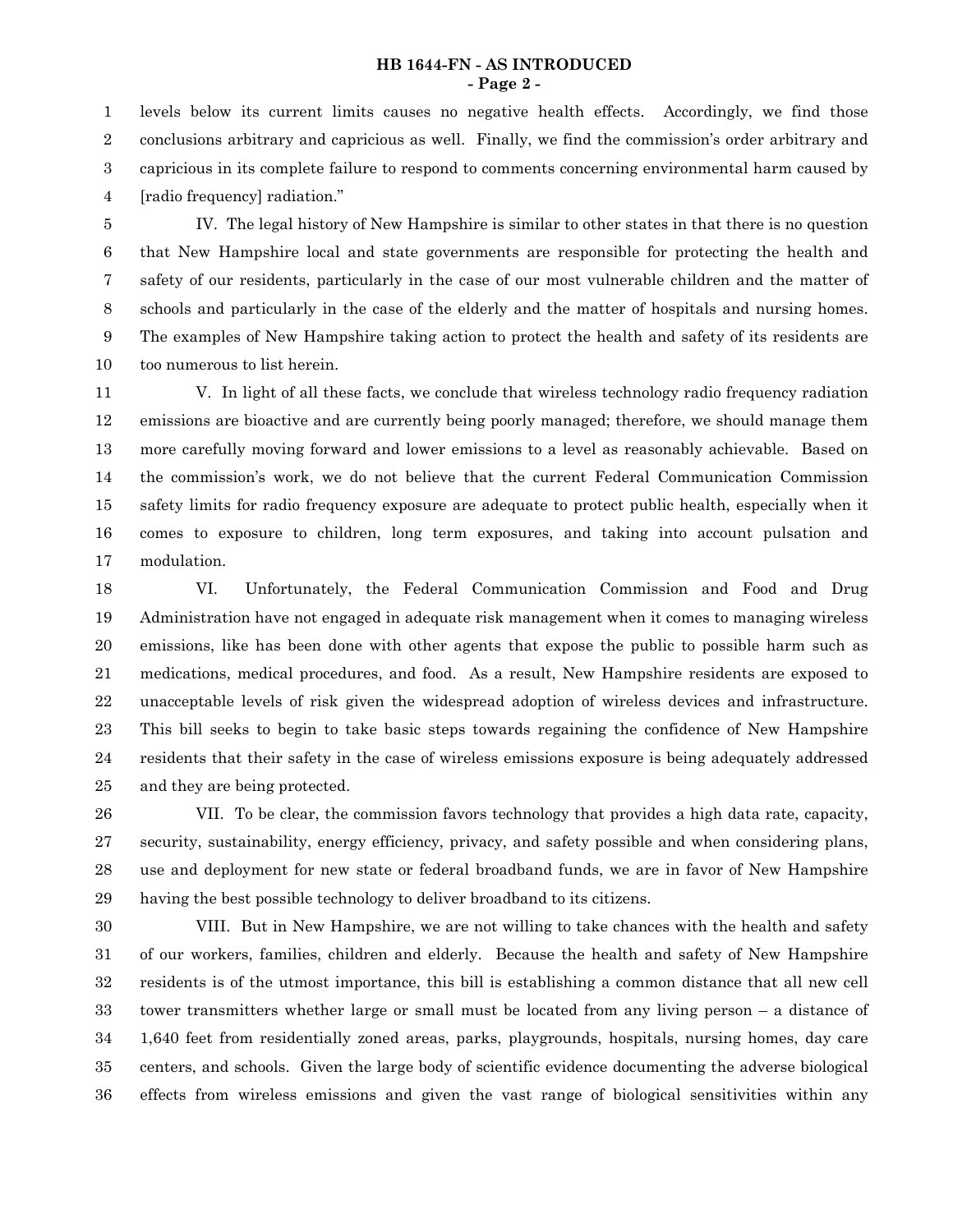levels below its current limits causes no negative health effects. Accordingly, we find those conclusions arbitrary and capricious as well. Finally, we find the commission's order arbitrary and capricious in its complete failure to respond to comments concerning environmental harm caused by [radio frequency] radiation."

IV. The legal history of New Hampshire is similar to other states in that there is no question that New Hampshire local and state governments are responsible for protecting the health and safety of our residents, particularly in the case of our most vulnerable children and the matter of schools and particularly in the case of the elderly and the matter of hospitals and nursing homes. The examples of New Hampshire taking action to protect the health and safety of its residents are too numerous to list herein.

V. In light of all these facts, we conclude that wireless technology radio frequency radiation emissions are bioactive and are currently being poorly managed; therefore, we should manage them more carefully moving forward and lower emissions to a level as reasonably achievable. Based on the commission's work, we do not believe that the current Federal Communication Commission safety limits for radio frequency exposure are adequate to protect public health, especially when it comes to exposure to children, long term exposures, and taking into account pulsation and modulation.

VI. Unfortunately, the Federal Communication Commission and Food and Drug Administration have not engaged in adequate risk management when it comes to managing wireless emissions, like has been done with other agents that expose the public to possible harm such as medications, medical procedures, and food. As a result, New Hampshire residents are exposed to unacceptable levels of risk given the widespread adoption of wireless devices and infrastructure. This bill seeks to begin to take basic steps towards regaining the confidence of New Hampshire residents that their safety in the case of wireless emissions exposure is being adequately addressed and they are being protected.

VII. To be clear, the commission favors technology that provides a high data rate, capacity, security, sustainability, energy efficiency, privacy, and safety possible and when considering plans, use and deployment for new state or federal broadband funds, we are in favor of New Hampshire having the best possible technology to deliver broadband to its citizens.

VIII. But in New Hampshire, we are not willing to take chances with the health and safety of our workers, families, children and elderly. Because the health and safety of New Hampshire residents is of the utmost importance, this bill is establishing a common distance that all new cell tower transmitters whether large or small must be located from any living person – a distance of 1,640 feet from residentially zoned areas, parks, playgrounds, hospitals, nursing homes, day care centers, and schools. Given the large body of scientific evidence documenting the adverse biological effects from wireless emissions and given the vast range of biological sensitivities within any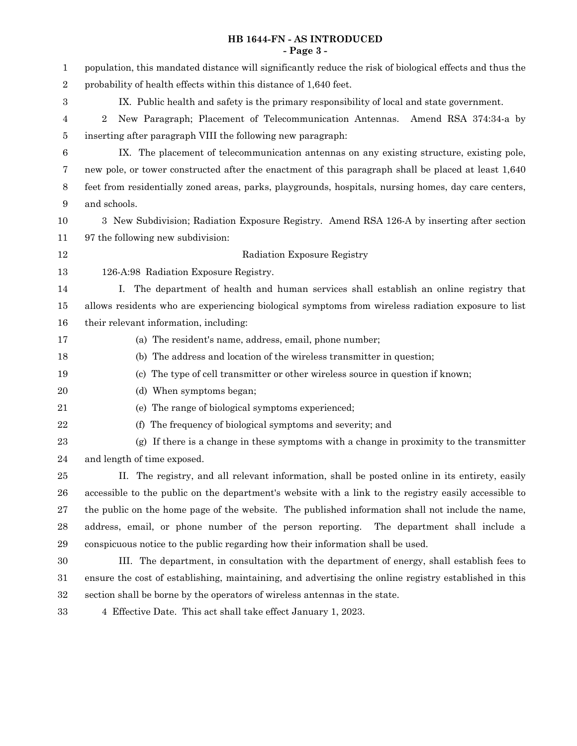population, this mandated distance will significantly reduce the risk of biological effects and thus the probability of health effects within this distance of 1,640 feet.

IX. Public health and safety is the primary responsibility of local and state government.

2 New Paragraph; Placement of Telecommunication Antennas. Amend RSA 374:34-a by inserting after paragraph VIII the following new paragraph:

IX. The placement of telecommunication antennas on any existing structure, existing pole, new pole, or tower constructed after the enactment of this paragraph shall be placed at least 1,640 feet from residentially zoned areas, parks, playgrounds, hospitals, nursing homes, day care centers, and schools.

3 New Subdivision; Radiation Exposure Registry. Amend RSA 126-A by inserting after section 97 the following new subdivision:

Radiation Exposure Registry

126-A:98 Radiation Exposure Registry.

I. The department of health and human services shall establish an online registry that allows residents who are experiencing biological symptoms from wireless radiation exposure to list their relevant information, including:

(a) The resident's name, address, email, phone number;

(b) The address and location of the wireless transmitter in question;

(c) The type of cell transmitter or other wireless source in question if known;

(d) When symptoms began;

(e) The range of biological symptoms experienced;

(f) The frequency of biological symptoms and severity; and

(g) If there is a change in these symptoms with a change in proximity to the transmitter and length of time exposed.

II. The registry, and all relevant information, shall be posted online in its entirety, easily accessible to the public on the department's website with a link to the registry easily accessible to the public on the home page of the website. The published information shall not include the name, address, email, or phone number of the person reporting. The department shall include a conspicuous notice to the public regarding how their information shall be used.

III. The department, in consultation with the department of energy, shall establish fees to ensure the cost of establishing, maintaining, and advertising the online registry established in this section shall be borne by the operators of wireless antennas in the state.

4 Effective Date. This act shall take effect January 1, 2023.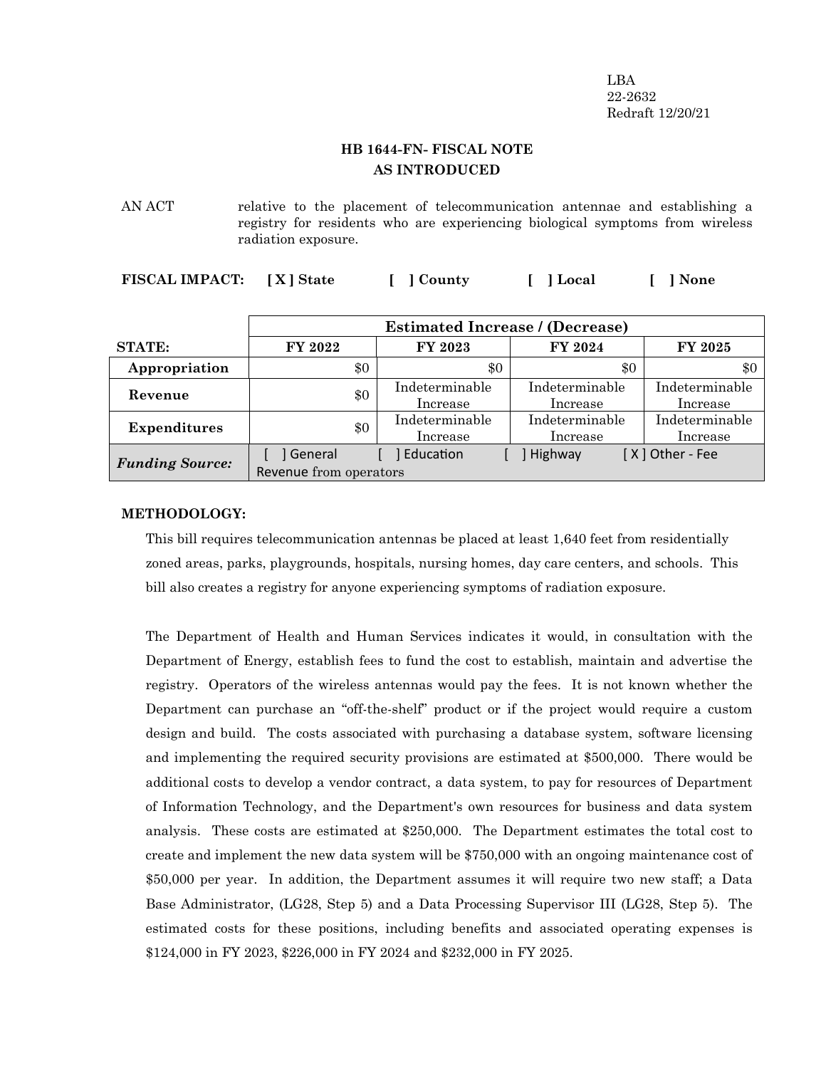LBA
22-2632
Redraft 12/20/21

**HB 1644-FN- FISCAL NOTE**
**AS INTRODUCED**

AN ACT relative to the placement of telecommunication antennae and establishing a registry for residents who are experiencing biological symptoms from wireless radiation exposure.

**FISCAL IMPACT:** **[ X ] State** **[ ] County** **[ ] Local** **[ ] None**

| | Estimated Increase / (Decrease) | | | |
|---|---|---|---|---|
| **STATE:** | **FY 2022** | **FY 2023** | **FY 2024** | **FY 2025** |
| **Appropriation** | $0 | $0 | $0 | $0 |
| **Revenue** | $0 | Indeterminable Increase | Indeterminable Increase | Indeterminable Increase |
| **Expenditures** | $0 | Indeterminable Increase | Indeterminable Increase | Indeterminable Increase |
| ***Funding Source:*** | [ ] General [ ] Education [ ] Highway [ X ] Other - Fee Revenue from operators | | | |

**METHODOLOGY:**

This bill requires telecommunication antennas be placed at least 1,640 feet from residentially zoned areas, parks, playgrounds, hospitals, nursing homes, day care centers, and schools. This bill also creates a registry for anyone experiencing symptoms of radiation exposure.

The Department of Health and Human Services indicates it would, in consultation with the Department of Energy, establish fees to fund the cost to establish, maintain and advertise the registry. Operators of the wireless antennas would pay the fees. It is not known whether the Department can purchase an "off-the-shelf" product or if the project would require a custom design and build. The costs associated with purchasing a database system, software licensing and implementing the required security provisions are estimated at $500,000. There would be additional costs to develop a vendor contract, a data system, to pay for resources of Department of Information Technology, and the Department's own resources for business and data system analysis. These costs are estimated at $250,000. The Department estimates the total cost to create and implement the new data system will be $750,000 with an ongoing maintenance cost of $50,000 per year. In addition, the Department assumes it will require two new staff; a Data Base Administrator, (LG28, Step 5) and a Data Processing Supervisor III (LG28, Step 5). The estimated costs for these positions, including benefits and associated operating expenses is $124,000 in FY 2023, $226,000 in FY 2024 and $232,000 in FY 2025.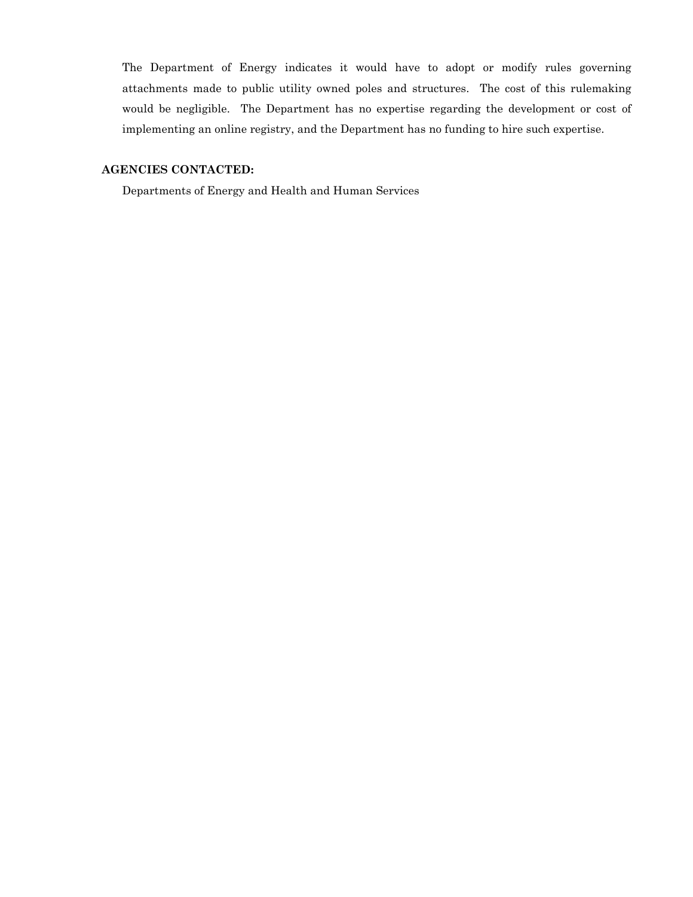The Department of Energy indicates it would have to adopt or modify rules governing attachments made to public utility owned poles and structures. The cost of this rulemaking would be negligible. The Department has no expertise regarding the development or cost of implementing an online registry, and the Department has no funding to hire such expertise.

**AGENCIES CONTACTED:**

Departments of Energy and Health and Human Services